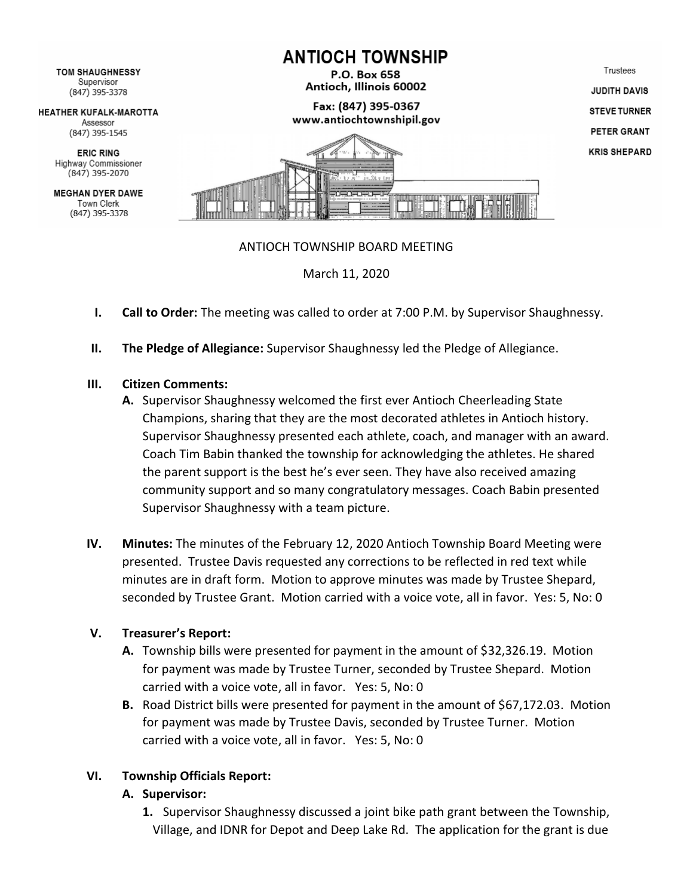**TOM SHAUGHNESSY**
Supervisor
(847) 395-3378

**HEATHER KUFALK-MAROTTA**
Assessor
(847) 395-1545

**ERIC RING**
Highway Commissioner
(847) 395-2070

**MEGHAN DYER DAWE**
Town Clerk
(847) 395-3378

# ANTIOCH TOWNSHIP

**P.O. Box 658**
**Antioch, Illinois 60002**

**Fax: (847) 395-0367**
**www.antiochtownshipil.gov**

Trustees

**JUDITH DAVIS**
**STEVE TURNER**
**PETER GRANT**
**KRIS SHEPARD**

ANTIOCH TOWNSHIP BOARD MEETING

March 11, 2020

I. **Call to Order:** The meeting was called to order at 7:00 P.M. by Supervisor Shaughnessy.

II. **The Pledge of Allegiance:** Supervisor Shaughnessy led the Pledge of Allegiance.

III. **Citizen Comments:**
   - **A.** Supervisor Shaughnessy welcomed the first ever Antioch Cheerleading State Champions, sharing that they are the most decorated athletes in Antioch history. Supervisor Shaughnessy presented each athlete, coach, and manager with an award. Coach Tim Babin thanked the township for acknowledging the athletes. He shared the parent support is the best he's ever seen. They have also received amazing community support and so many congratulatory messages. Coach Babin presented Supervisor Shaughnessy with a team picture.

IV. **Minutes:** The minutes of the February 12, 2020 Antioch Township Board Meeting were presented. Trustee Davis requested any corrections to be reflected in red text while minutes are in draft form. Motion to approve minutes was made by Trustee Shepard, seconded by Trustee Grant. Motion carried with a voice vote, all in favor. Yes: 5, No: 0

V. **Treasurer's Report:**
   - **A.** Township bills were presented for payment in the amount of $32,326.19. Motion for payment was made by Trustee Turner, seconded by Trustee Shepard. Motion carried with a voice vote, all in favor. Yes: 5, No: 0
   - **B.** Road District bills were presented for payment in the amount of $67,172.03. Motion for payment was made by Trustee Davis, seconded by Trustee Turner. Motion carried with a voice vote, all in favor. Yes: 5, No: 0

VI. **Township Officials Report:**
   - **A. Supervisor:**
     1. Supervisor Shaughnessy discussed a joint bike path grant between the Township, Village, and IDNR for Depot and Deep Lake Rd. The application for the grant is due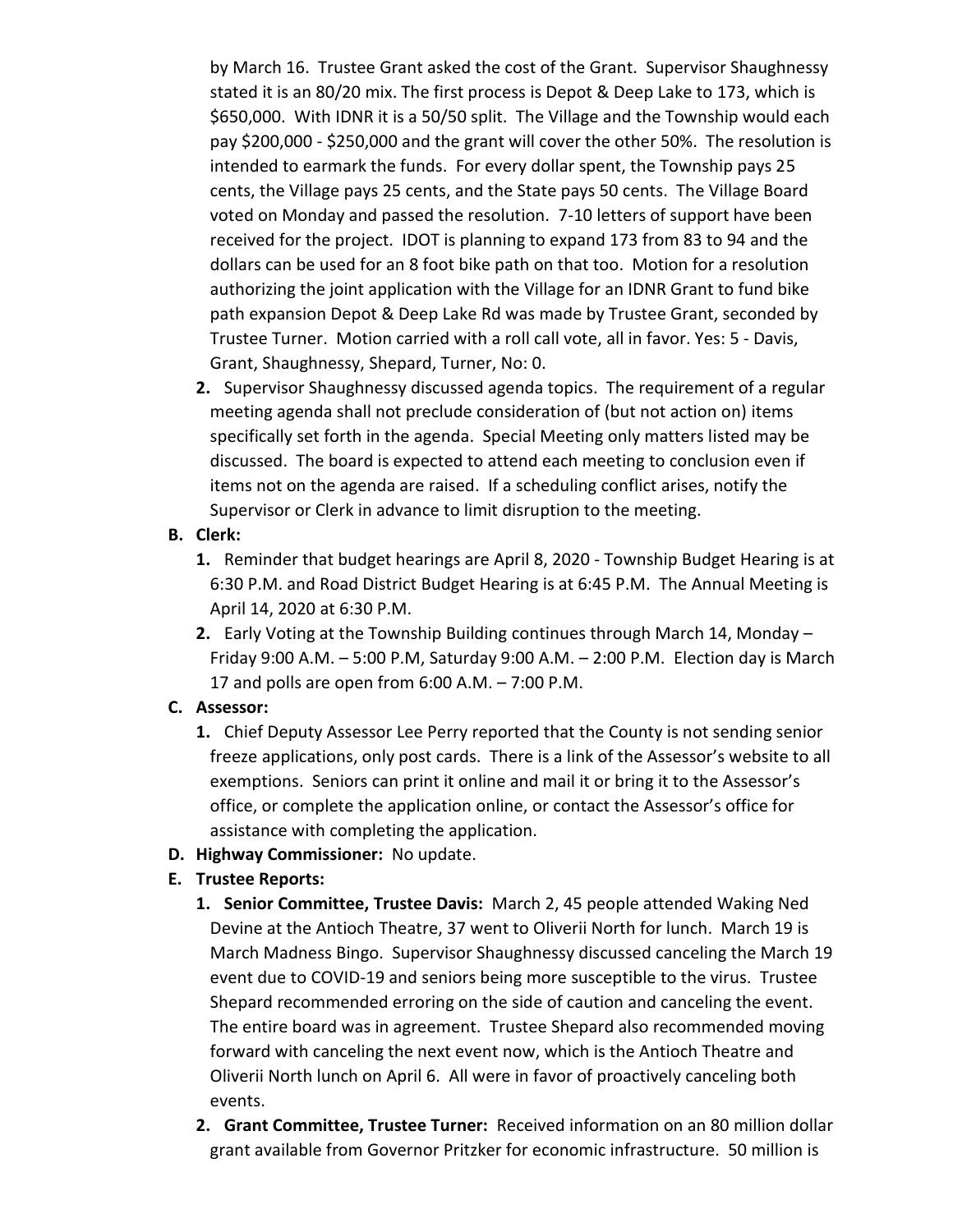by March 16. Trustee Grant asked the cost of the Grant. Supervisor Shaughnessy stated it is an 80/20 mix. The first process is Depot & Deep Lake to 173, which is $650,000. With IDNR it is a 50/50 split. The Village and the Township would each pay $200,000 - $250,000 and the grant will cover the other 50%. The resolution is intended to earmark the funds. For every dollar spent, the Township pays 25 cents, the Village pays 25 cents, and the State pays 50 cents. The Village Board voted on Monday and passed the resolution. 7-10 letters of support have been received for the project. IDOT is planning to expand 173 from 83 to 94 and the dollars can be used for an 8 foot bike path on that too. Motion for a resolution authorizing the joint application with the Village for an IDNR Grant to fund bike path expansion Depot & Deep Lake Rd was made by Trustee Grant, seconded by Trustee Turner. Motion carried with a roll call vote, all in favor. Yes: 5 - Davis, Grant, Shaughnessy, Shepard, Turner, No: 0.

2. Supervisor Shaughnessy discussed agenda topics. The requirement of a regular meeting agenda shall not preclude consideration of (but not action on) items specifically set forth in the agenda. Special Meeting only matters listed may be discussed. The board is expected to attend each meeting to conclusion even if items not on the agenda are raised. If a scheduling conflict arises, notify the Supervisor or Clerk in advance to limit disruption to the meeting.

**B. Clerk:**

1. Reminder that budget hearings are April 8, 2020 - Township Budget Hearing is at 6:30 P.M. and Road District Budget Hearing is at 6:45 P.M. The Annual Meeting is April 14, 2020 at 6:30 P.M.
2. Early Voting at the Township Building continues through March 14, Monday – Friday 9:00 A.M. – 5:00 P.M, Saturday 9:00 A.M. – 2:00 P.M. Election day is March 17 and polls are open from 6:00 A.M. – 7:00 P.M.

**C. Assessor:**

1. Chief Deputy Assessor Lee Perry reported that the County is not sending senior freeze applications, only post cards. There is a link of the Assessor's website to all exemptions. Seniors can print it online and mail it or bring it to the Assessor's office, or complete the application online, or contact the Assessor's office for assistance with completing the application.

**D. Highway Commissioner:** No update.

**E. Trustee Reports:**

1. **Senior Committee, Trustee Davis:** March 2, 45 people attended Waking Ned Devine at the Antioch Theatre, 37 went to Oliverii North for lunch. March 19 is March Madness Bingo. Supervisor Shaughnessy discussed canceling the March 19 event due to COVID-19 and seniors being more susceptible to the virus. Trustee Shepard recommended erroring on the side of caution and canceling the event. The entire board was in agreement. Trustee Shepard also recommended moving forward with canceling the next event now, which is the Antioch Theatre and Oliverii North lunch on April 6. All were in favor of proactively canceling both events.
2. **Grant Committee, Trustee Turner:** Received information on an 80 million dollar grant available from Governor Pritzker for economic infrastructure. 50 million is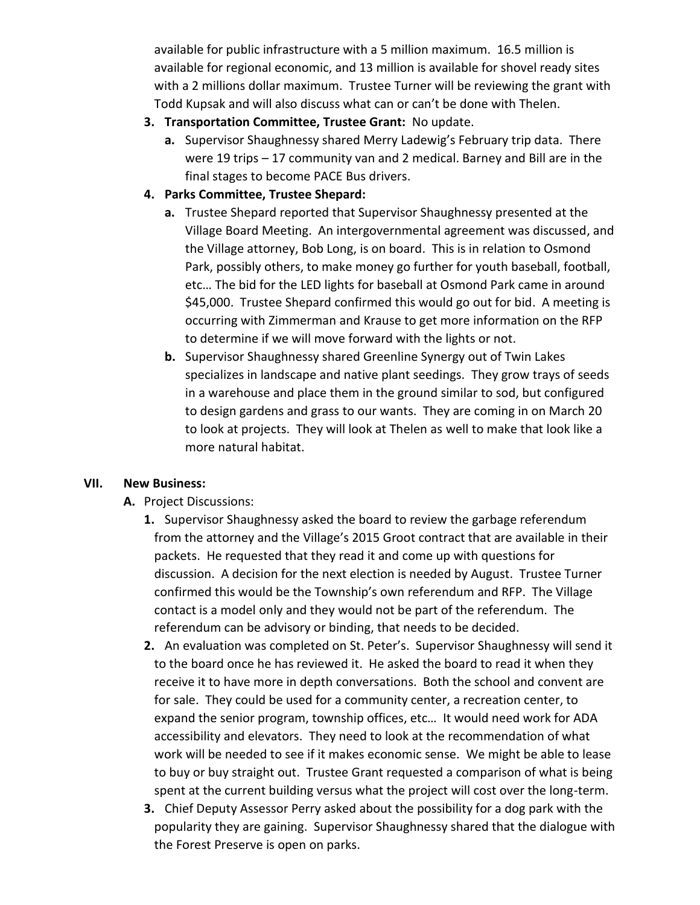available for public infrastructure with a 5 million maximum. 16.5 million is available for regional economic, and 13 million is available for shovel ready sites with a 2 millions dollar maximum. Trustee Turner will be reviewing the grant with Todd Kupsak and will also discuss what can or can't be done with Thelen.

3. **Transportation Committee, Trustee Grant:** No update.
   a. Supervisor Shaughnessy shared Merry Ladewig's February trip data. There were 19 trips – 17 community van and 2 medical. Barney and Bill are in the final stages to become PACE Bus drivers.
4. **Parks Committee, Trustee Shepard:**
   a. Trustee Shepard reported that Supervisor Shaughnessy presented at the Village Board Meeting. An intergovernmental agreement was discussed, and the Village attorney, Bob Long, is on board. This is in relation to Osmond Park, possibly others, to make money go further for youth baseball, football, etc… The bid for the LED lights for baseball at Osmond Park came in around $45,000. Trustee Shepard confirmed this would go out for bid. A meeting is occurring with Zimmerman and Krause to get more information on the RFP to determine if we will move forward with the lights or not.
   b. Supervisor Shaughnessy shared Greenline Synergy out of Twin Lakes specializes in landscape and native plant seedings. They grow trays of seeds in a warehouse and place them in the ground similar to sod, but configured to design gardens and grass to our wants. They are coming in on March 20 to look at projects. They will look at Thelen as well to make that look like a more natural habitat.

## VII. New Business:

A. Project Discussions:

1. Supervisor Shaughnessy asked the board to review the garbage referendum from the attorney and the Village's 2015 Groot contract that are available in their packets. He requested that they read it and come up with questions for discussion. A decision for the next election is needed by August. Trustee Turner confirmed this would be the Township's own referendum and RFP. The Village contact is a model only and they would not be part of the referendum. The referendum can be advisory or binding, that needs to be decided.
2. An evaluation was completed on St. Peter's. Supervisor Shaughnessy will send it to the board once he has reviewed it. He asked the board to read it when they receive it to have more in depth conversations. Both the school and convent are for sale. They could be used for a community center, a recreation center, to expand the senior program, township offices, etc… It would need work for ADA accessibility and elevators. They need to look at the recommendation of what work will be needed to see if it makes economic sense. We might be able to lease to buy or buy straight out. Trustee Grant requested a comparison of what is being spent at the current building versus what the project will cost over the long-term.
3. Chief Deputy Assessor Perry asked about the possibility for a dog park with the popularity they are gaining. Supervisor Shaughnessy shared that the dialogue with the Forest Preserve is open on parks.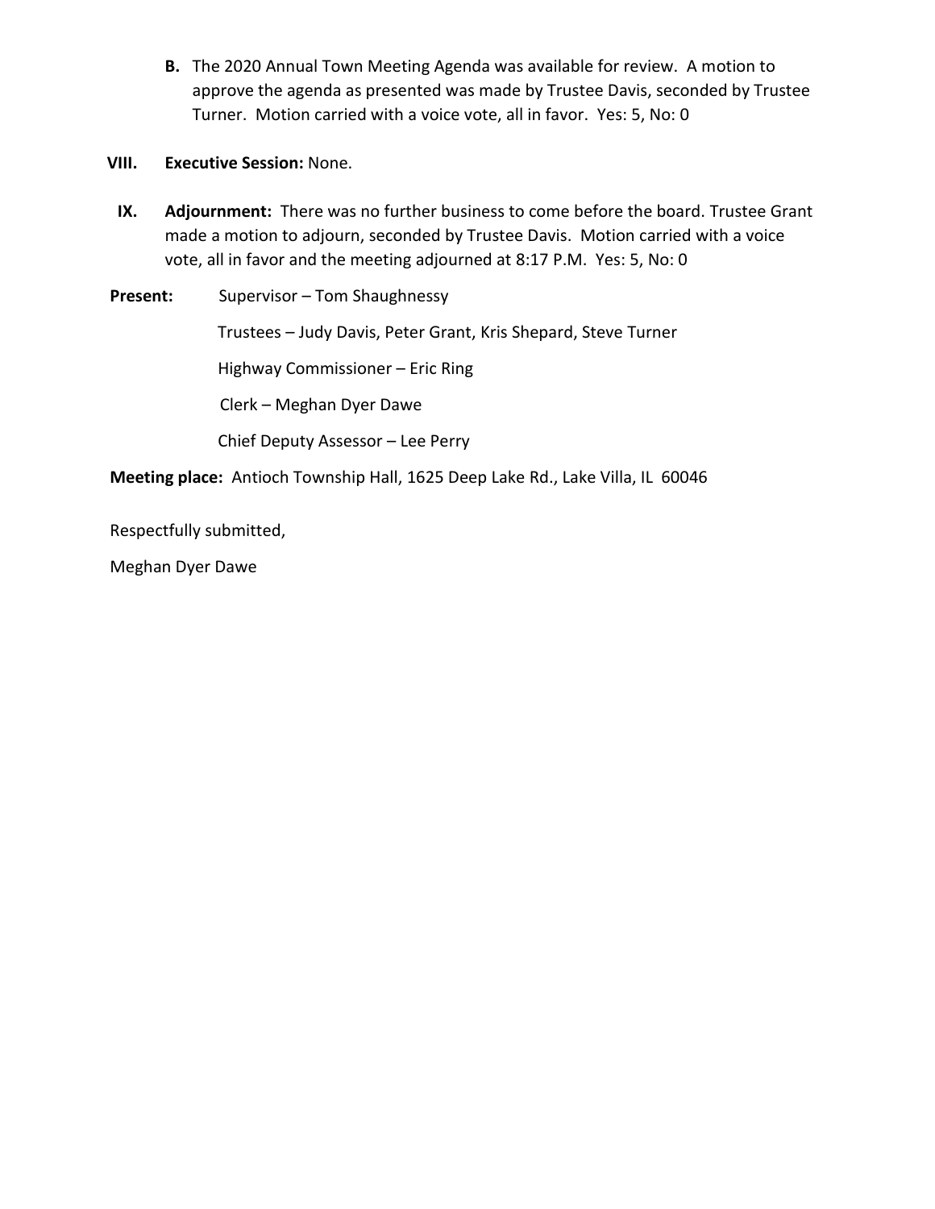**B.** The 2020 Annual Town Meeting Agenda was available for review. A motion to approve the agenda as presented was made by Trustee Davis, seconded by Trustee Turner. Motion carried with a voice vote, all in favor. Yes: 5, No: 0

**VIII. Executive Session:** None.

**IX. Adjournment:** There was no further business to come before the board. Trustee Grant made a motion to adjourn, seconded by Trustee Davis. Motion carried with a voice vote, all in favor and the meeting adjourned at 8:17 P.M. Yes: 5, No: 0

**Present:** Supervisor – Tom Shaughnessy

Trustees – Judy Davis, Peter Grant, Kris Shepard, Steve Turner

Highway Commissioner – Eric Ring

Clerk – Meghan Dyer Dawe

Chief Deputy Assessor – Lee Perry

**Meeting place:** Antioch Township Hall, 1625 Deep Lake Rd., Lake Villa, IL 60046

Respectfully submitted,

Meghan Dyer Dawe